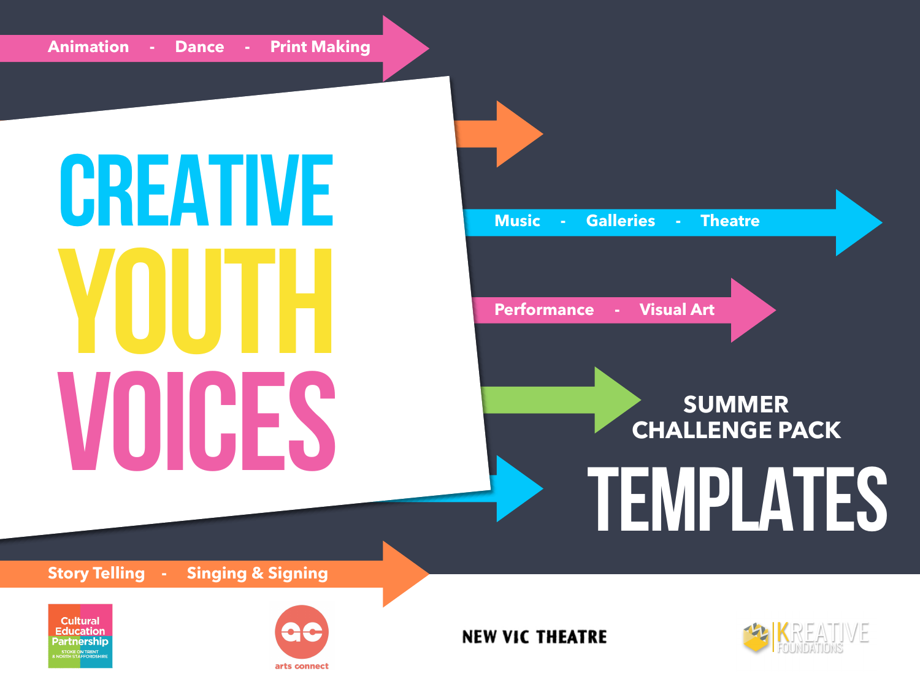Animation - Dance - Print Making

# CREATIVE YOUTH VOICES

Music - Galleries - Theatre

Performance - Visual Art

## SUMMER CHALLENGE PACK

# TEMPLATES

Story Telling - Singing & Signing

Cultural Education Partnership
STOKE ON TRENT & NORTH STAFFORDSHIRE

arts connect

NEW VIC THEATRE

KREATIVE FOUNDATIONS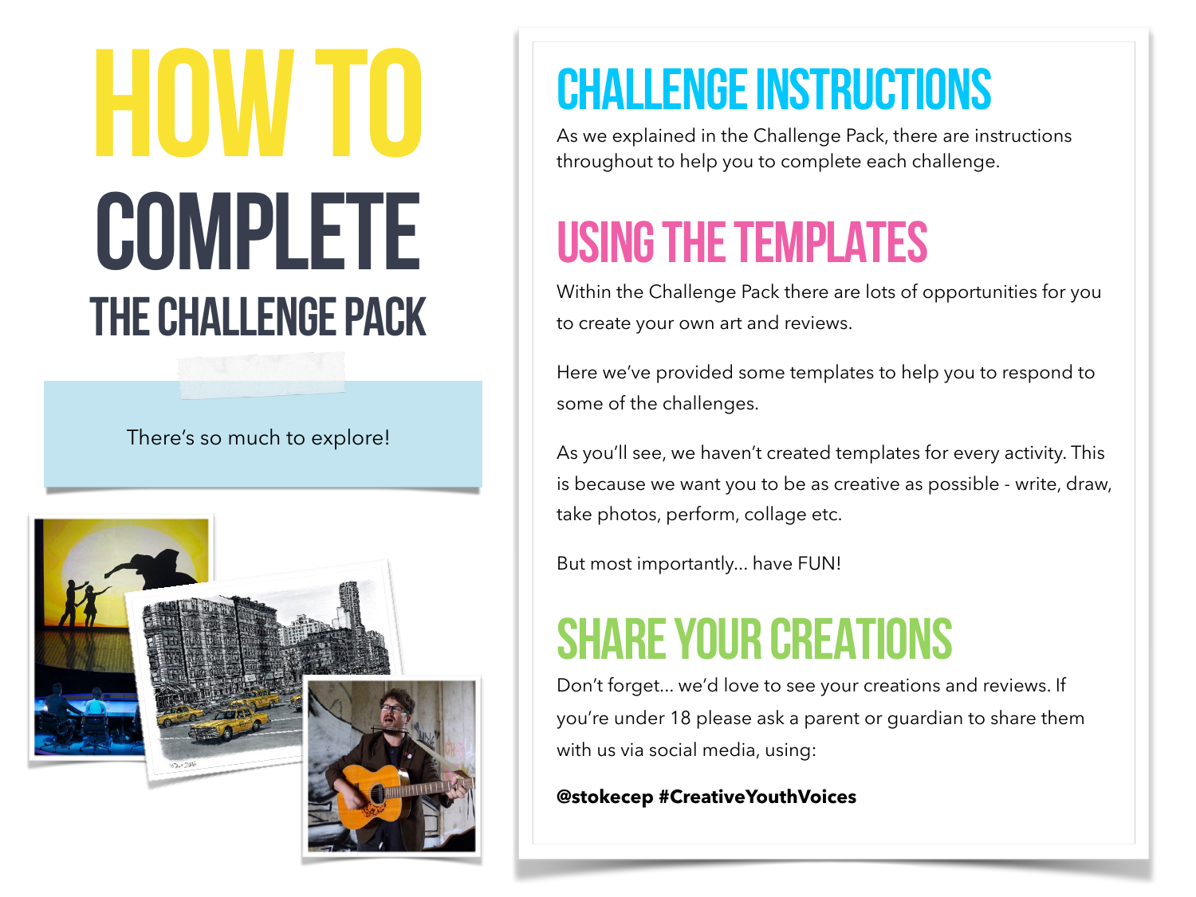# HOW TO COMPLETE THE CHALLENGE PACK

There's so much to explore!

## CHALLENGE INSTRUCTIONS

As we explained in the Challenge Pack, there are instructions throughout to help you to complete each challenge.

## USING THE TEMPLATES

Within the Challenge Pack there are lots of opportunities for you to create your own art and reviews.

Here we've provided some templates to help you to respond to some of the challenges.

As you'll see, we haven't created templates for every activity. This is because we want you to be as creative as possible - write, draw, take photos, perform, collage etc.

But most importantly... have FUN!

## SHARE YOUR CREATIONS

Don't forget... we'd love to see your creations and reviews. If you're under 18 please ask a parent or guardian to share them with us via social media, using:

**@stokecep #CreativeYouthVoices**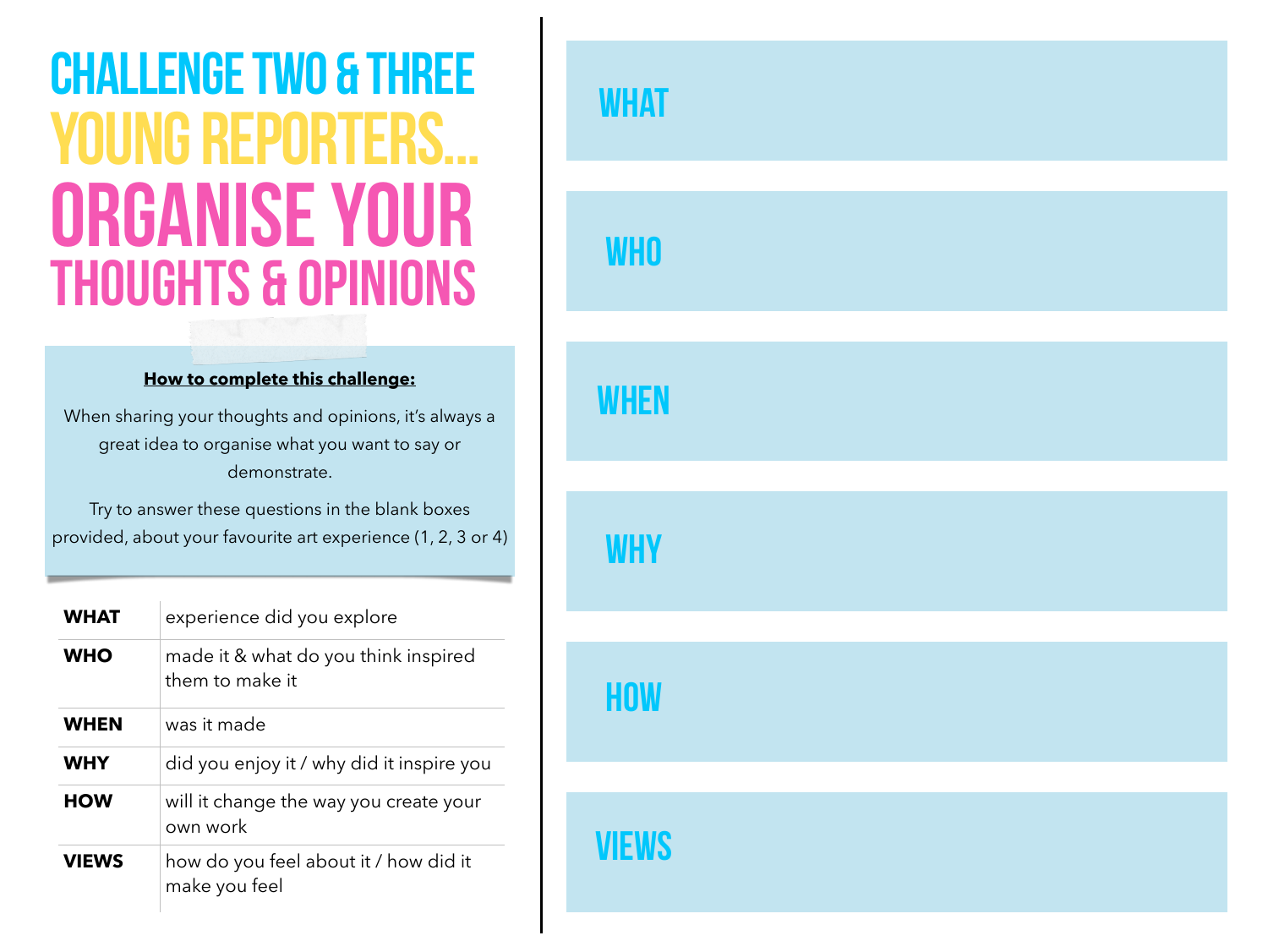# CHALLENGE TWO & THREE
# YOUNG REPORTERS...
# ORGANISE YOUR THOUGHTS & OPINIONS

**How to complete this challenge:**

When sharing your thoughts and opinions, it's always a great idea to organise what you want to say or demonstrate.

Try to answer these questions in the blank boxes provided, about your favourite art experience (1, 2, 3 or 4)

| | |
|---|---|
| **WHAT** | experience did you explore |
| **WHO** | made it & what do you think inspired them to make it |
| **WHEN** | was it made |
| **WHY** | did you enjoy it / why did it inspire you |
| **HOW** | will it change the way you create your own work |
| **VIEWS** | how do you feel about it / how did it make you feel |

## WHAT

## WHO

## WHEN

## WHY

## HOW

## VIEWS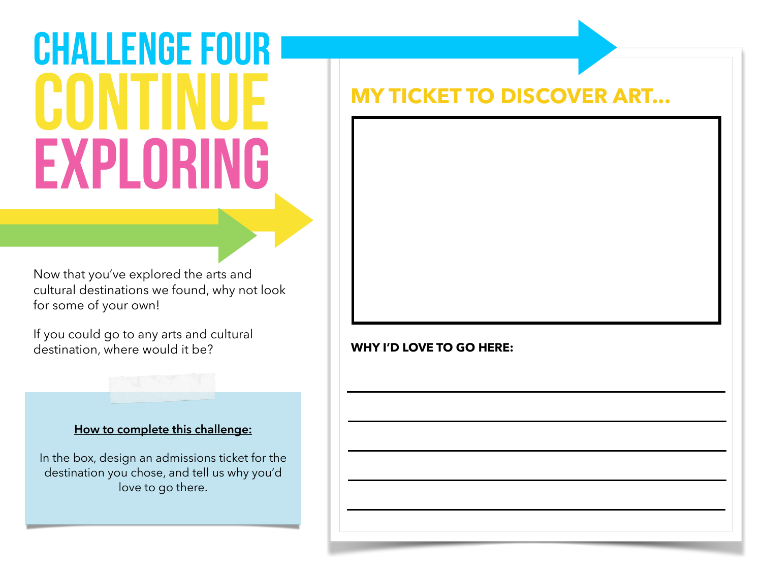# CHALLENGE FOUR CONTINUE EXPLORING

Now that you've explored the arts and cultural destinations we found, why not look for some of your own!

If you could go to any arts and cultural destination, where would it be?

**How to complete this challenge:**

In the box, design an admissions ticket for the destination you chose, and tell us why you'd love to go there.

## MY TICKET TO DISCOVER ART...

**WHY I'D LOVE TO GO HERE:**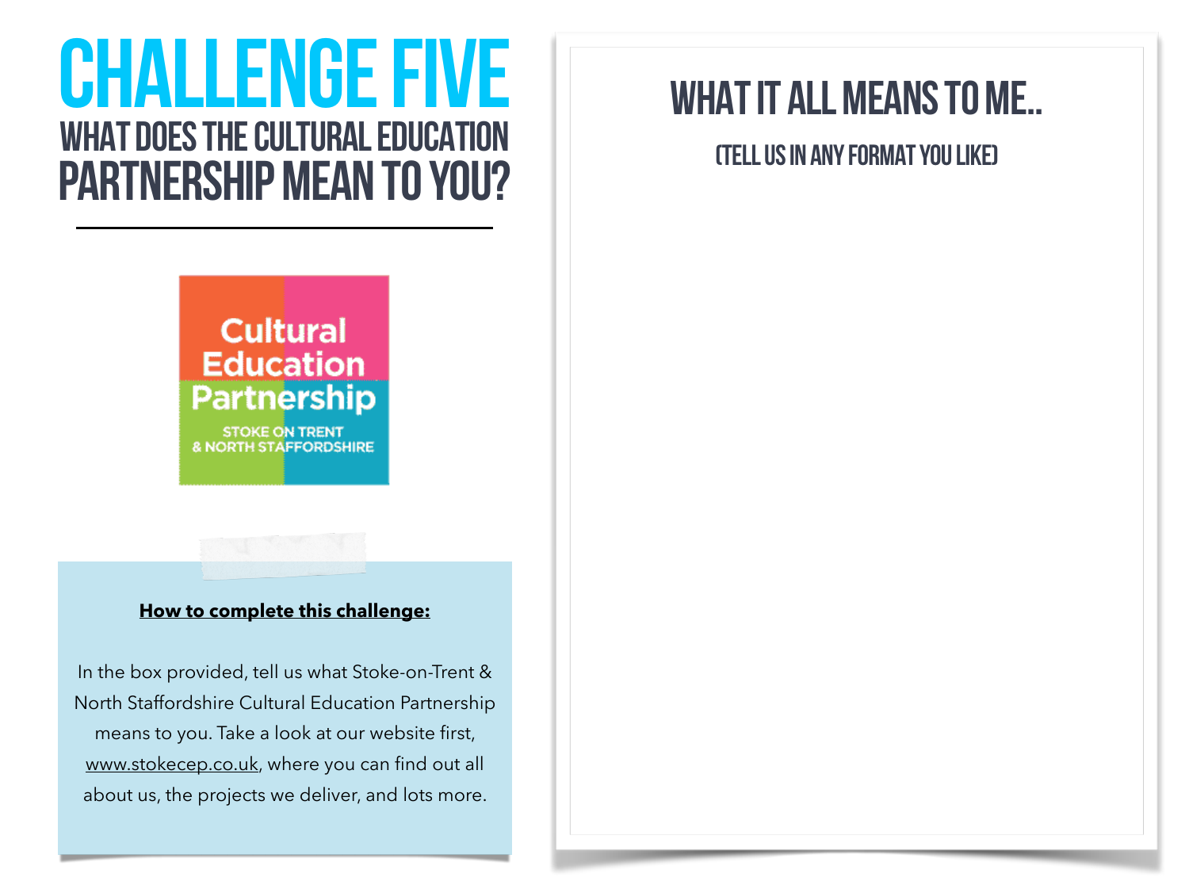# CHALLENGE FIVE

## WHAT DOES THE CULTURAL EDUCATION PARTNERSHIP MEAN TO YOU?

Cultural Education Partnership
STOKE ON TRENT
& NORTH STAFFORDSHIRE

**How to complete this challenge:**

In the box provided, tell us what Stoke-on-Trent & North Staffordshire Cultural Education Partnership means to you. Take a look at our website first, www.stokecep.co.uk, where you can find out all about us, the projects we deliver, and lots more.

## WHAT IT ALL MEANS TO ME..

(TELL US IN ANY FORMAT YOU LIKE)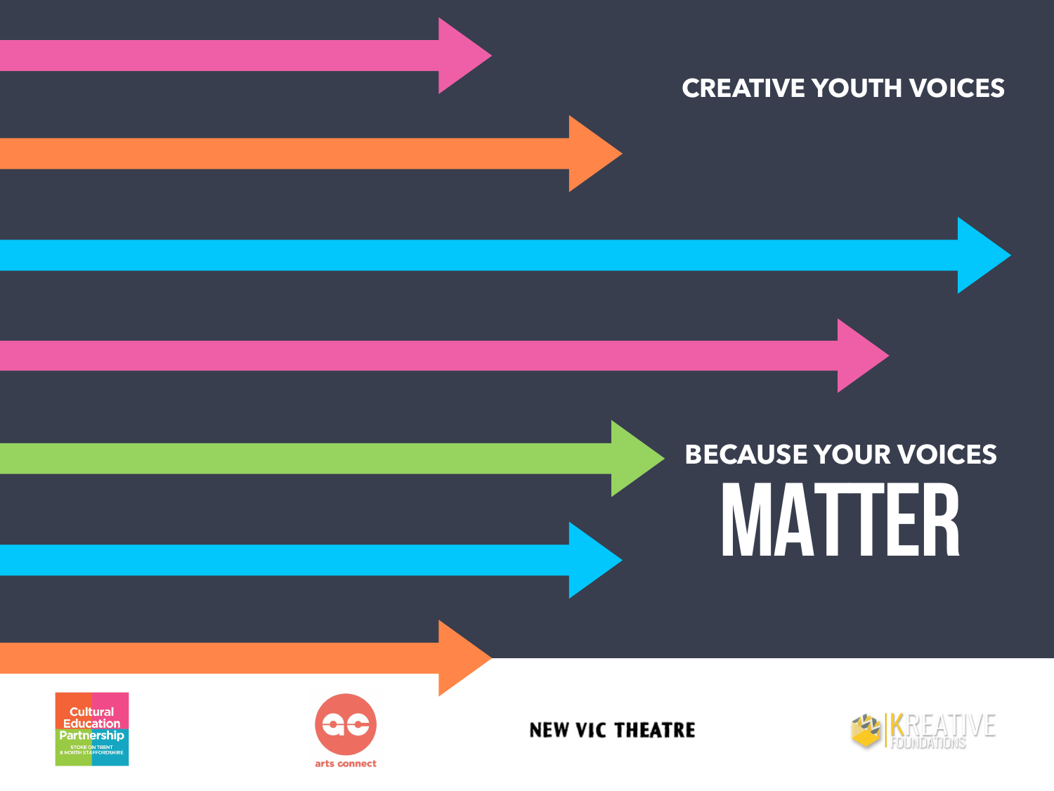CREATIVE YOUTH VOICES

BECAUSE YOUR VOICES

# MATTER

Cultural Education Partnership
STOKE ON TRENT & NORTH STAFFORDSHIRE

arts connect

NEW VIC THEATRE

KREATIVE FOUNDATIONS